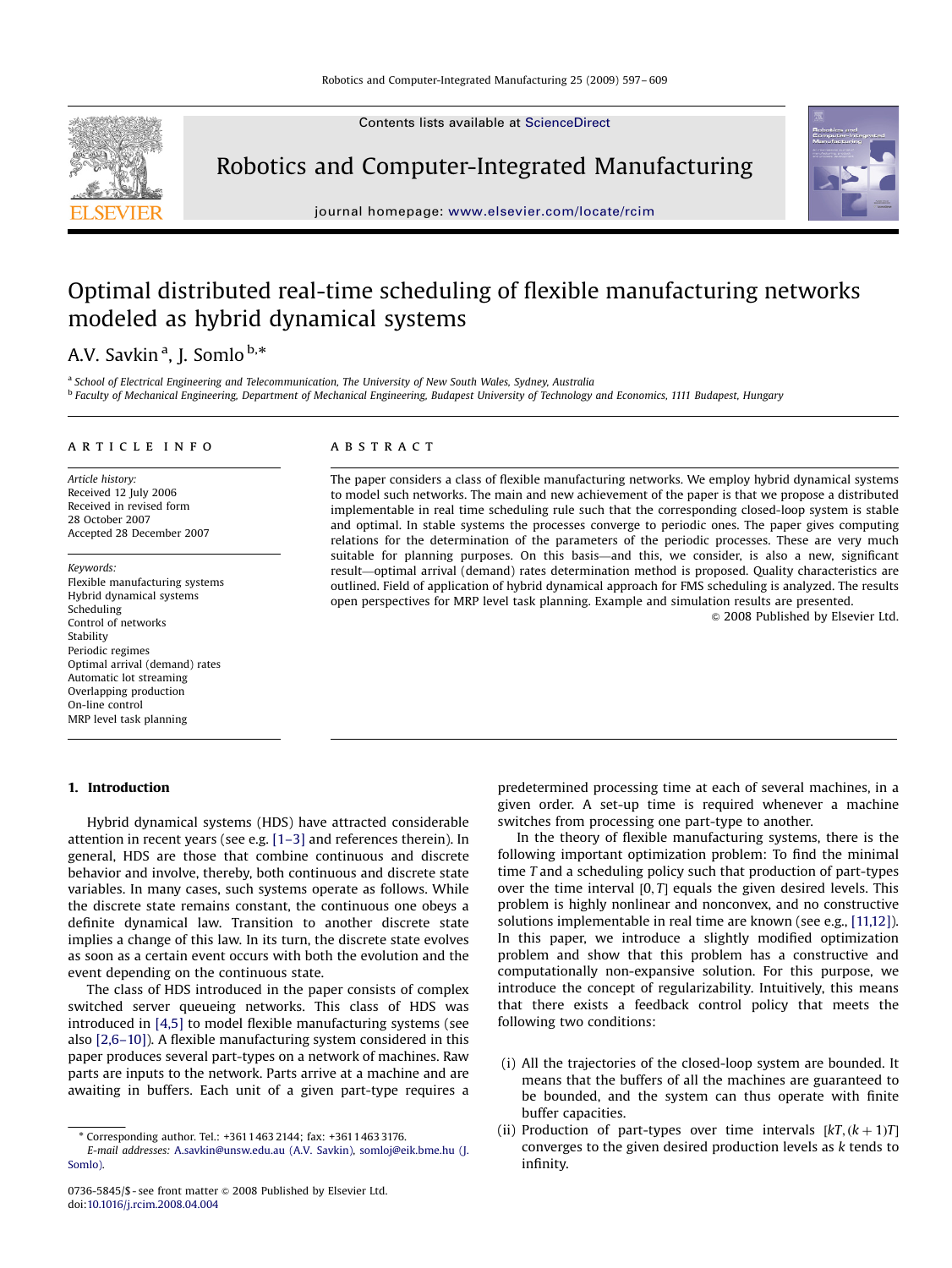# Optimal distributed real-time scheduling of flexible manufacturing networks modeled as hybrid dynamical systems

A.V. Savkin [a], J. Somlo [b,*]

[a] School of Electrical Engineering and Telecommunication, The University of New South Wales, Sydney, Australia

[b] Faculty of Mechanical Engineering, Department of Mechanical Engineering, Budapest University of Technology and Economics, 1111 Budapest, Hungary

## ARTICLE INFO

*Article history:*
Received 12 July 2006
Received in revised form 28 October 2007
Accepted 28 December 2007

*Keywords:*
Flexible manufacturing systems
Hybrid dynamical systems
Scheduling
Control of networks
Stability
Periodic regimes
Optimal arrival (demand) rates
Automatic lot streaming
Overlapping production
On-line control
MRP level task planning

## ABSTRACT

The paper considers a class of flexible manufacturing networks. We employ hybrid dynamical systems to model such networks. The main and new achievement of the paper is that we propose a distributed implementable in real time scheduling rule such that the corresponding closed-loop system is stable and optimal. In stable systems the processes converge to periodic ones. The paper gives computing relations for the determination of the parameters of the periodic processes. These are very much suitable for planning purposes. On this basis—and this, we consider, is also a new, significant result—optimal arrival (demand) rates determination method is proposed. Quality characteristics are outlined. Field of application of hybrid dynamical approach for FMS scheduling is analyzed. The results open perspectives for MRP level task planning. Example and simulation results are presented.

© 2008 Published by Elsevier Ltd.

## 1. Introduction

Hybrid dynamical systems (HDS) have attracted considerable attention in recent years (see e.g. [1–3] and references therein). In general, HDS are those that combine continuous and discrete behavior and involve, thereby, both continuous and discrete state variables. In many cases, such systems operate as follows. While the discrete state remains constant, the continuous one obeys a definite dynamical law. Transition to another discrete state implies a change of this law. In its turn, the discrete state evolves as soon as a certain event occurs with both the evolution and the event depending on the continuous state.

The class of HDS introduced in the paper consists of complex switched server queueing networks. This class of HDS was introduced in [4,5] to model flexible manufacturing systems (see also [2,6–10]). A flexible manufacturing system considered in this paper produces several part-types on a network of machines. Raw parts are inputs to the network. Parts arrive at a machine and are awaiting in buffers. Each unit of a given part-type requires a predetermined processing time at each of several machines, in a given order. A set-up time is required whenever a machine switches from processing one part-type to another.

In the theory of flexible manufacturing systems, there is the following important optimization problem: To find the minimal time $T$ and a scheduling policy such that production of part-types over the time interval $[0, T]$ equals the given desired levels. This problem is highly nonlinear and nonconvex, and no constructive solutions implementable in real time are known (see e.g., [11,12]). In this paper, we introduce a slightly modified optimization problem and show that this problem has a constructive and computationally non-expansive solution. For this purpose, we introduce the concept of regularizability. Intuitively, this means that there exists a feedback control policy that meets the following two conditions:

(i) All the trajectories of the closed-loop system are bounded. It means that the buffers of all the machines are guaranteed to be bounded, and the system can thus operate with finite buffer capacities.

(ii) Production of part-types over time intervals $[kT, (k+1)T]$ converges to the given desired production levels as $k$ tends to infinity.

---

* Corresponding author. Tel.: +361 1463 2144; fax: +361 1463 3176.
E-mail addresses: A.savkin@unsw.edu.au (A.V. Savkin), somloj@eik.bme.hu (J. Somlo).

0736-5845/$ - see front matter © 2008 Published by Elsevier Ltd.
doi:10.1016/j.rcim.2008.04.004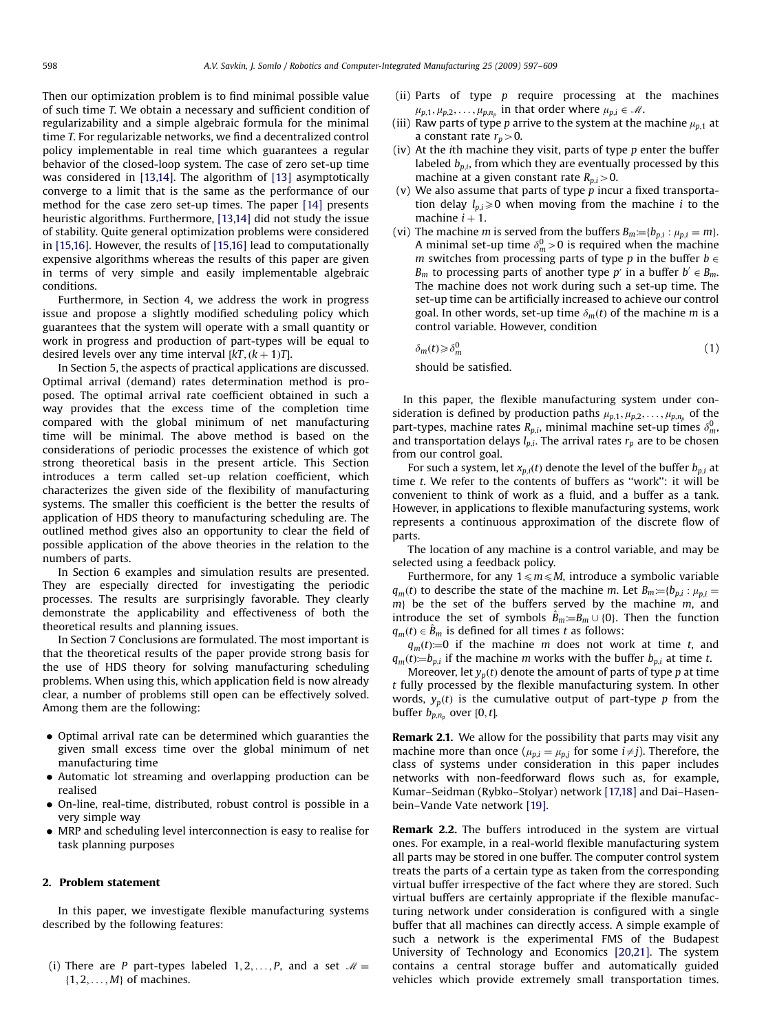Then our optimization problem is to find minimal possible value of such time $T$. We obtain a necessary and sufficient condition of regularizability and a simple algebraic formula for the minimal time $T$. For regularizable networks, we find a decentralized control policy implementable in real time which guarantees a regular behavior of the closed-loop system. The case of zero set-up time was considered in [13,14]. The algorithm of [13] asymptotically converge to a limit that is the same as the performance of our method for the case zero set-up times. The paper [14] presents heuristic algorithms. Furthermore, [13,14] did not study the issue of stability. Quite general optimization problems were considered in [15,16]. However, the results of [15,16] lead to computationally expensive algorithms whereas the results of this paper are given in terms of very simple and easily implementable algebraic conditions.

Furthermore, in Section 4, we address the work in progress issue and propose a slightly modified scheduling policy which guarantees that the system will operate with a small quantity or work in progress and production of part-types will be equal to desired levels over any time interval $[kT,(k+1)T]$.

In Section 5, the aspects of practical applications are discussed. Optimal arrival (demand) rates determination method is proposed. The optimal arrival rate coefficient obtained in such a way provides that the excess time of the completion time compared with the global minimum of net manufacturing time will be minimal. The above method is based on the considerations of periodic processes the existence of which got strong theoretical basis in the present article. This Section introduces a term called set-up relation coefficient, which characterizes the given side of the flexibility of manufacturing systems. The smaller this coefficient is the better the results of application of HDS theory to manufacturing scheduling are. The outlined method gives also an opportunity to clear the field of possible application of the above theories in the relation to the numbers of parts.

In Section 6 examples and simulation results are presented. They are especially directed for investigating the periodic processes. The results are surprisingly favorable. They clearly demonstrate the applicability and effectiveness of both the theoretical results and planning issues.

In Section 7 Conclusions are formulated. The most important is that the theoretical results of the paper provide strong basis for the use of HDS theory for solving manufacturing scheduling problems. When using this, which application field is now already clear, a number of problems still open can be effectively solved. Among them are the following:

- Optimal arrival rate can be determined which guaranties the given small excess time over the global minimum of net manufacturing time
- Automatic lot streaming and overlapping production can be realised
- On-line, real-time, distributed, robust control is possible in a very simple way
- MRP and scheduling level interconnection is easy to realise for task planning purposes

## 2. Problem statement

In this paper, we investigate flexible manufacturing systems described by the following features:

(i) There are $P$ part-types labeled $1,2,\ldots,P$, and a set $\mathscr{M}=\{1,2,\ldots,M\}$ of machines.

(ii) Parts of type $p$ require processing at the machines $\mu_{p,1},\mu_{p,2},\ldots,\mu_{p,n_p}$ in that order where $\mu_{p,i}\in\mathscr{M}$.

(iii) Raw parts of type $p$ arrive to the system at the machine $\mu_{p,1}$ at a constant rate $r_p>0$.

(iv) At the $i$th machine they visit, parts of type $p$ enter the buffer labeled $b_{p,i}$, from which they are eventually processed by this machine at a given constant rate $R_{p,i}>0$.

(v) We also assume that parts of type $p$ incur a fixed transportation delay $l_{p,i}\geqslant 0$ when moving from the machine $i$ to the machine $i+1$.

(vi) The machine $m$ is served from the buffers $B_m:=\{b_{p,i}:\mu_{p,i}=m\}$. A minimal set-up time $\delta_m^0>0$ is required when the machine $m$ switches from processing parts of type $p$ in the buffer $b\in B_m$ to processing parts of another type $p'$ in a buffer $b'\in B_m$. The machine does not work during such a set-up time. The set-up time can be artificially increased to achieve our control goal. In other words, set-up time $\delta_m(t)$ of the machine $m$ is a control variable. However, condition

$$\delta_m(t)\geqslant\delta_m^0 \tag{1}$$

should be satisfied.

In this paper, the flexible manufacturing system under consideration is defined by production paths $\mu_{p,1},\mu_{p,2},\ldots,\mu_{p,n_p}$ of the part-types, machine rates $R_{p,i}$, minimal machine set-up times $\delta_m^0$, and transportation delays $l_{p,i}$. The arrival rates $r_p$ are to be chosen from our control goal.

For such a system, let $x_{p,i}(t)$ denote the level of the buffer $b_{p,i}$ at time $t$. We refer to the contents of buffers as "work": it will be convenient to think of work as a fluid, and a buffer as a tank. However, in applications to flexible manufacturing systems, work represents a continuous approximation of the discrete flow of parts.

The location of any machine is a control variable, and may be selected using a feedback policy.

Furthermore, for any $1\leqslant m\leqslant M$, introduce a symbolic variable $q_m(t)$ to describe the state of the machine $m$. Let $B_m:=\{b_{p,i}:\mu_{p,i}=m\}$ be the set of the buffers served by the machine $m$, and introduce the set of symbols $\hat{B}_m:=B_m\cup\{0\}$. Then the function $q_m(t)\in\hat{B}_m$ is defined for all times $t$ as follows:

$q_m(t):=0$ if the machine $m$ does not work at time $t$, and $q_m(t):=b_{p,i}$ if the machine $m$ works with the buffer $b_{p,i}$ at time $t$.

Moreover, let $y_p(t)$ denote the amount of parts of type $p$ at time $t$ fully processed by the flexible manufacturing system. In other words, $y_p(t)$ is the cumulative output of part-type $p$ from the buffer $b_{p,n_p}$ over $[0,t]$.

**Remark 2.1.** We allow for the possibility that parts may visit any machine more than once ($\mu_{p,i}=\mu_{p,j}$ for some $i\neq j$). Therefore, the class of systems under consideration in this paper includes networks with non-feedforward flows such as, for example, Kumar–Seidman (Rybko–Stolyar) network [17,18] and Dai–Hasenbein–Vande Vate network [19].

**Remark 2.2.** The buffers introduced in the system are virtual ones. For example, in a real-world flexible manufacturing system all parts may be stored in one buffer. The computer control system treats the parts of a certain type as taken from the corresponding virtual buffer irrespective of the fact where they are stored. Such virtual buffers are certainly appropriate if the flexible manufacturing network under consideration is configured with a single buffer that all machines can directly access. A simple example of such a network is the experimental FMS of the Budapest University of Technology and Economics [20,21]. The system contains a central storage buffer and automatically guided vehicles which provide extremely small transportation times.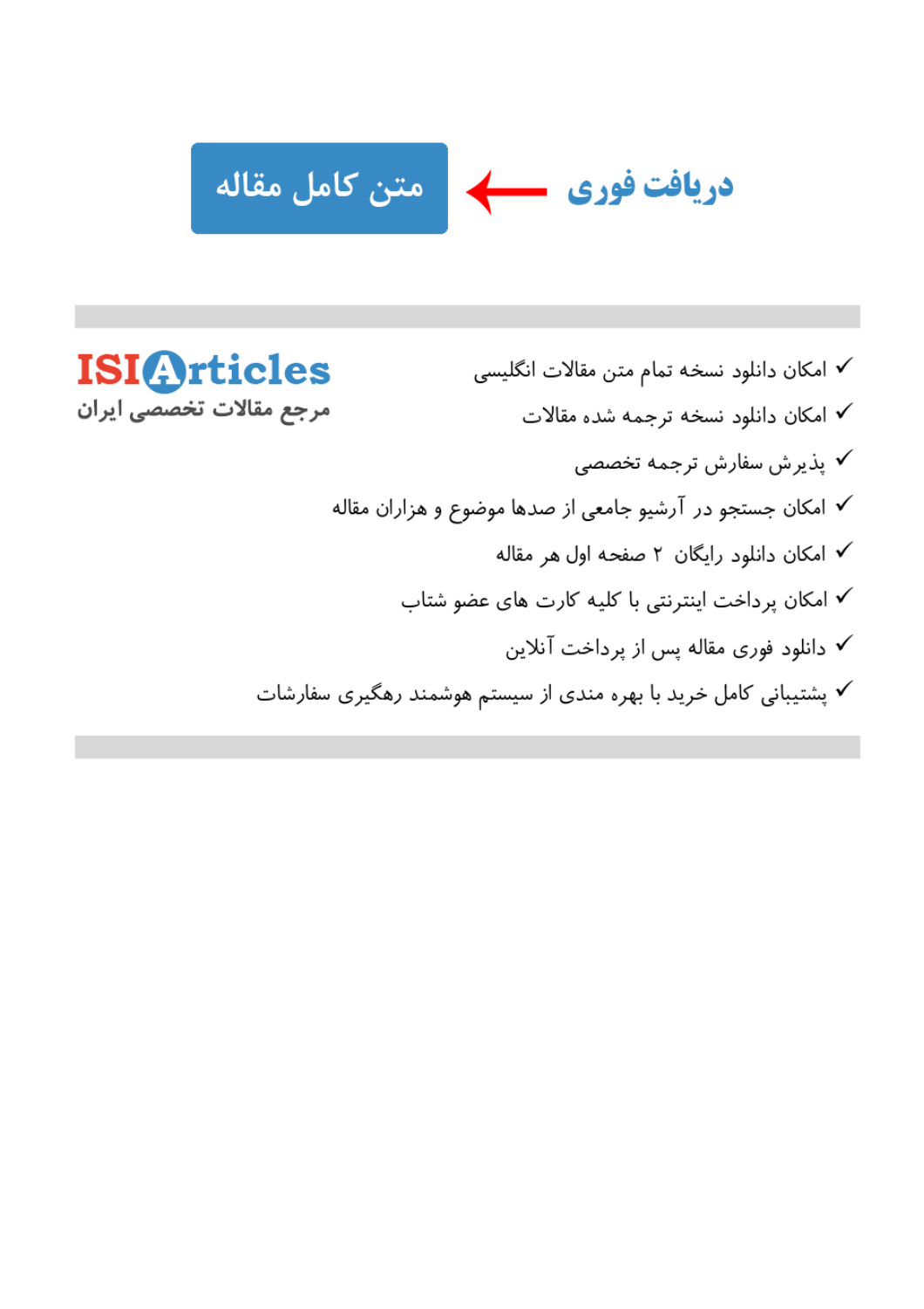دریافت فوری ← **متن کامل مقاله**

**ISIArticles**
مرجع مقالات تخصصی ایران

- ✓ امکان دانلود نسخه تمام متن مقالات انگلیسی
- ✓ امکان دانلود نسخه ترجمه شده مقالات
- ✓ پذیرش سفارش ترجمه تخصصی
- ✓ امکان جستجو در آرشیو جامعی از صدها موضوع و هزاران مقاله
- ✓ امکان دانلود رایگان ۲ صفحه اول هر مقاله
- ✓ امکان پرداخت اینترنتی با کلیه کارت های عضو شتاب
- ✓ دانلود فوری مقاله پس از پرداخت آنلاین
- ✓ پشتیبانی کامل خرید با بهره مندی از سیستم هوشمند رهگیری سفارشات